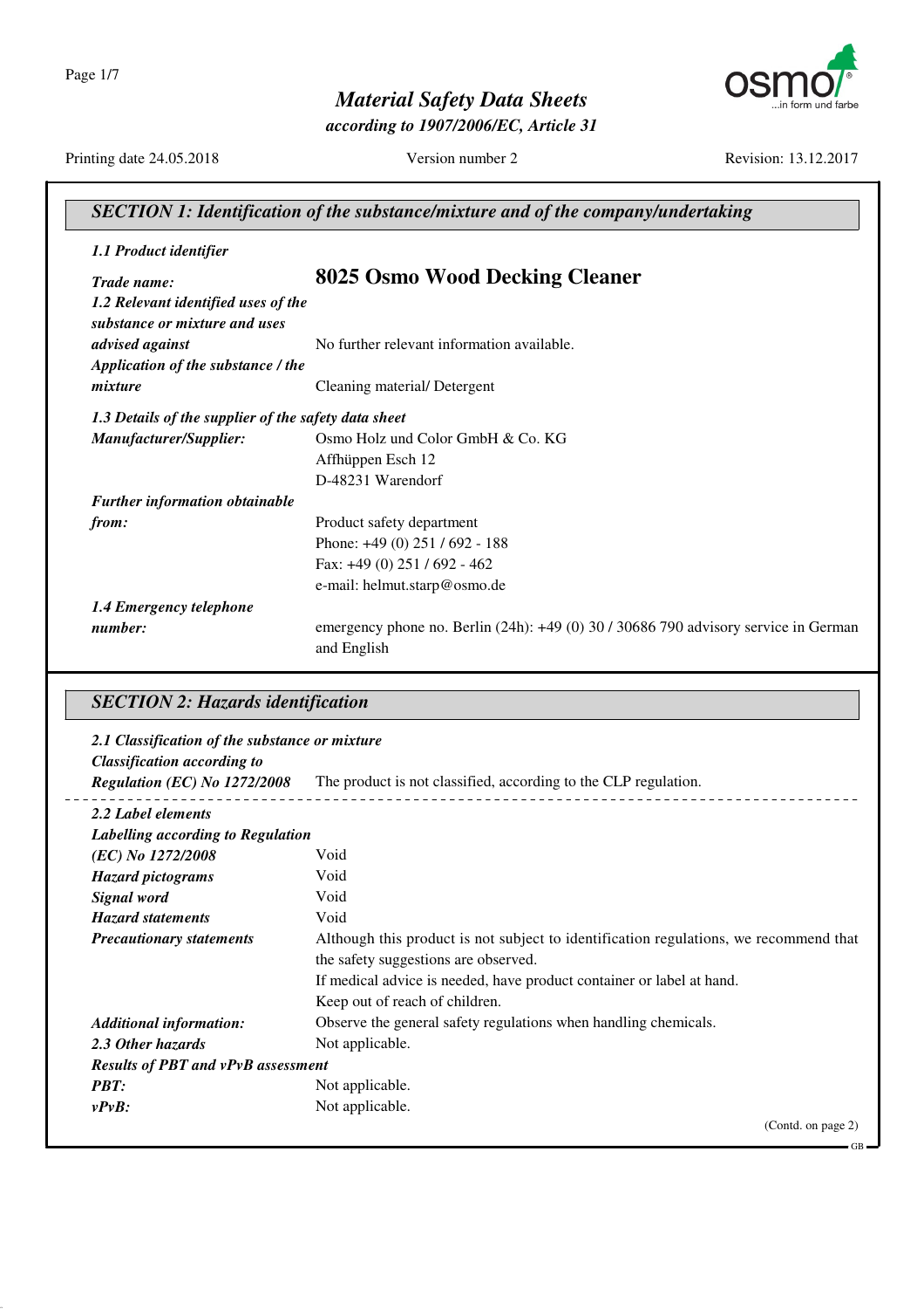# Material Safety Data Sheets

*according to 1907/2006/EC, Article 31*

Printing date 24.05.2018 | Version number 2 | Revision: 13.12.2017

## SECTION 1: Identification of the substance/mixture and of the company/undertaking

***1.1 Product identifier***

***Trade name:*** **8025 Osmo Wood Decking Cleaner**

***1.2 Relevant identified uses of the substance or mixture and uses advised against*** No further relevant information available.

***Application of the substance / the mixture*** Cleaning material/ Detergent

***1.3 Details of the supplier of the safety data sheet***

***Manufacturer/Supplier:***
Osmo Holz und Color GmbH & Co. KG
Affhüppen Esch 12
D-48231 Warendorf

***Further information obtainable from:***
Product safety department
Phone: +49 (0) 251 / 692 - 188
Fax: +49 (0) 251 / 692 - 462
e-mail: helmut.starp@osmo.de

***1.4 Emergency telephone number:*** emergency phone no. Berlin (24h): +49 (0) 30 / 30686 790 advisory service in German and English

## SECTION 2: Hazards identification

***2.1 Classification of the substance or mixture***

***Classification according to Regulation (EC) No 1272/2008*** The product is not classified, according to the CLP regulation.

***2.2 Label elements***

***Labelling according to Regulation (EC) No 1272/2008*** Void

***Hazard pictograms*** Void

***Signal word*** Void

***Hazard statements*** Void

***Precautionary statements*** Although this product is not subject to identification regulations, we recommend that the safety suggestions are observed.
If medical advice is needed, have product container or label at hand.
Keep out of reach of children.

***Additional information:*** Observe the general safety regulations when handling chemicals.

***2.3 Other hazards*** Not applicable.

***Results of PBT and vPvB assessment***

***PBT:*** Not applicable.

***vPvB:*** Not applicable.

(Contd. on page 2)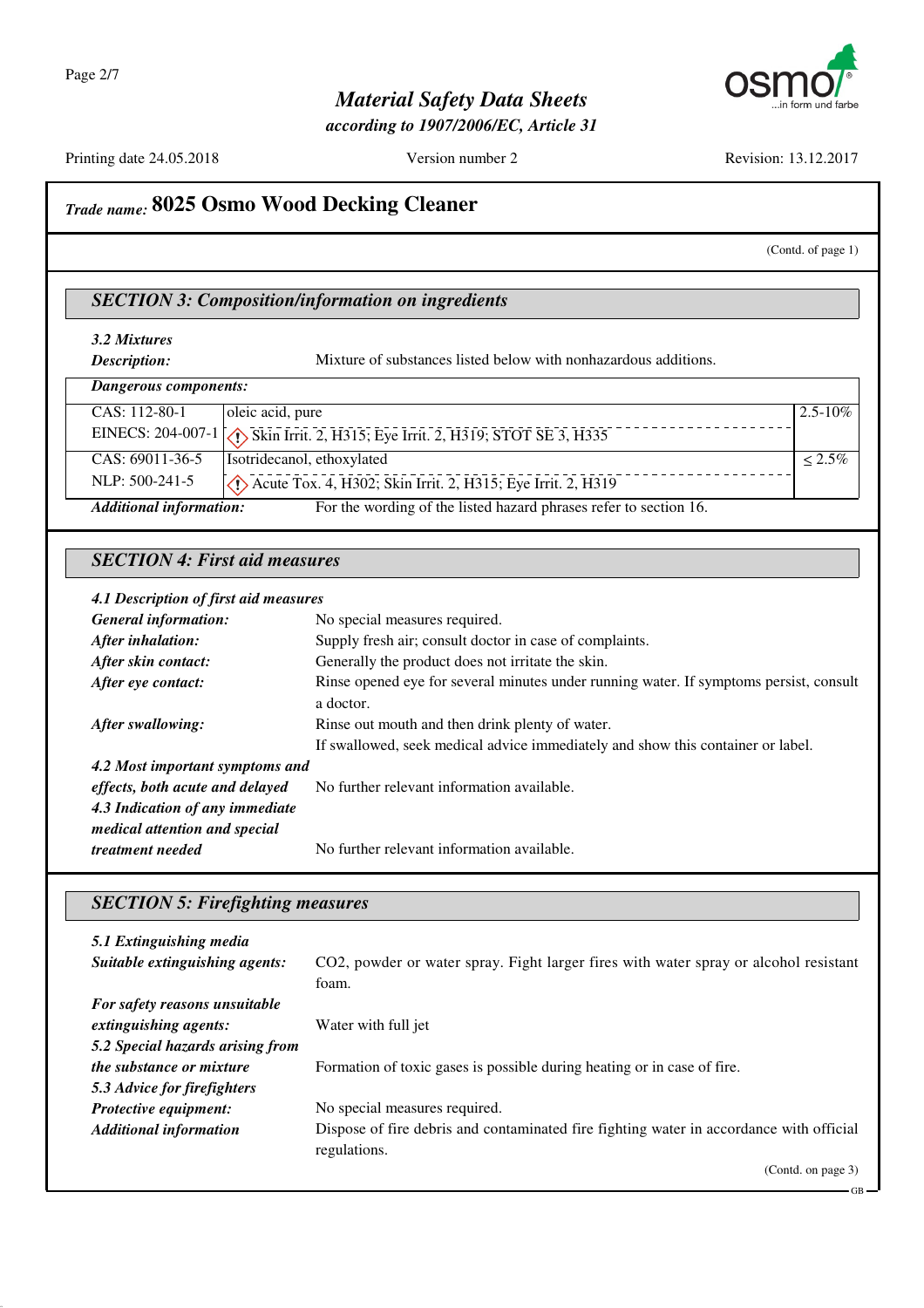## Trade name: 8025 Osmo Wood Decking Cleaner

(Contd. of page 1)

### SECTION 3: Composition/information on ingredients

**3.2 Mixtures**

**Description:** Mixture of substances listed below with nonhazardous additions.

**Dangerous components:**

| | | |
|---|---|---|
| CAS: 112-80-1<br>EINECS: 204-007-1 | oleic acid, pure<br>Skin Irrit. 2, H315; Eye Irrit. 2, H319; STOT SE 3, H335 | 2.5-10% |
| CAS: 69011-36-5<br>NLP: 500-241-5 | Isotridecanol, ethoxylated<br>Acute Tox. 4, H302; Skin Irrit. 2, H315; Eye Irrit. 2, H319 | ≤ 2.5% |

**Additional information:** For the wording of the listed hazard phrases refer to section 16.

### SECTION 4: First aid measures

**4.1 Description of first aid measures**

**General information:** No special measures required.

**After inhalation:** Supply fresh air; consult doctor in case of complaints.

**After skin contact:** Generally the product does not irritate the skin.

**After eye contact:** Rinse opened eye for several minutes under running water. If symptoms persist, consult a doctor.

**After swallowing:** Rinse out mouth and then drink plenty of water.
If swallowed, seek medical advice immediately and show this container or label.

**4.2 Most important symptoms and effects, both acute and delayed** No further relevant information available.

**4.3 Indication of any immediate medical attention and special treatment needed** No further relevant information available.

### SECTION 5: Firefighting measures

**5.1 Extinguishing media**

**Suitable extinguishing agents:** $CO_2$, powder or water spray. Fight larger fires with water spray or alcohol resistant foam.

**For safety reasons unsuitable extinguishing agents:** Water with full jet

**5.2 Special hazards arising from the substance or mixture** Formation of toxic gases is possible during heating or in case of fire.

**5.3 Advice for firefighters**

**Protective equipment:** No special measures required.

**Additional information** Dispose of fire debris and contaminated fire fighting water in accordance with official regulations.

(Contd. on page 3)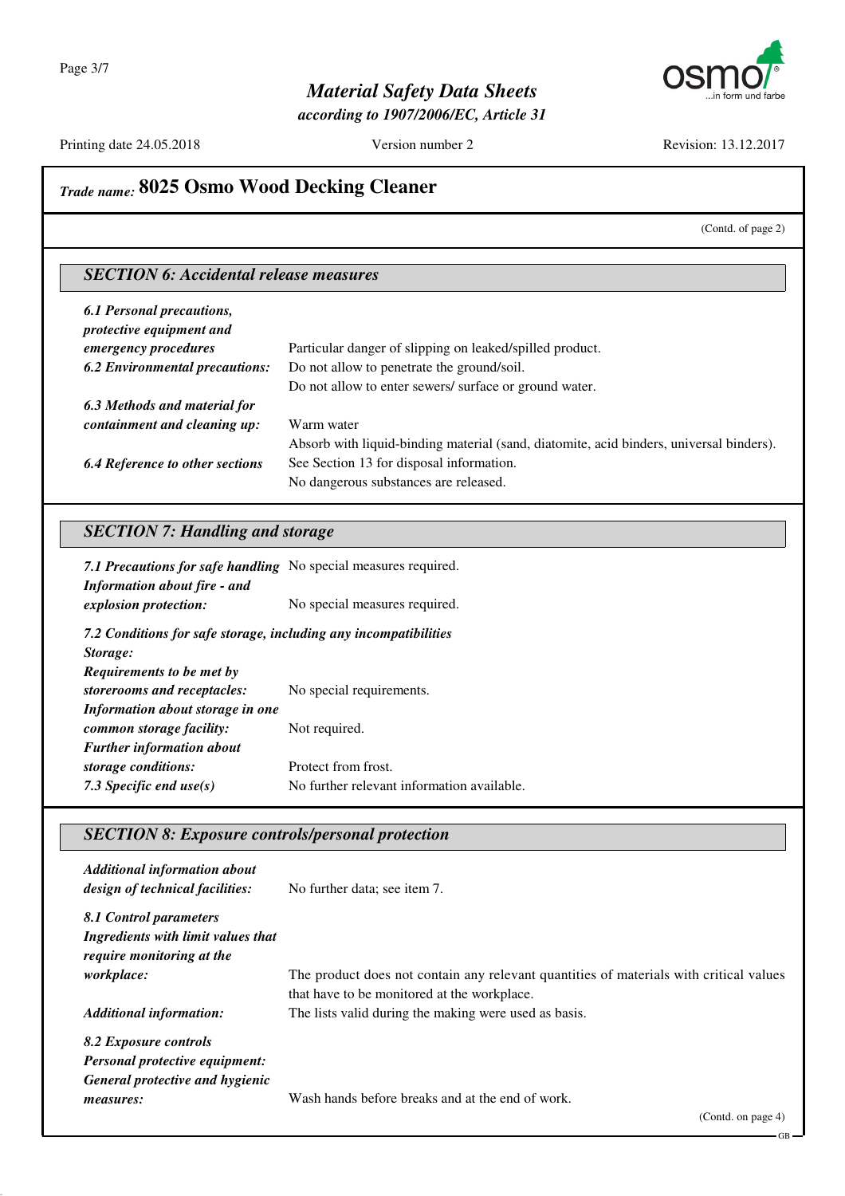## Trade name: 8025 Osmo Wood Decking Cleaner

(Contd. of page 2)

### SECTION 6: Accidental release measures

***6.1 Personal precautions, protective equipment and emergency procedures*** Particular danger of slipping on leaked/spilled product.

***6.2 Environmental precautions:*** Do not allow to penetrate the ground/soil.
Do not allow to enter sewers/ surface or ground water.

***6.3 Methods and material for containment and cleaning up:*** Warm water
Absorb with liquid-binding material (sand, diatomite, acid binders, universal binders).

***6.4 Reference to other sections*** See Section 13 for disposal information.
No dangerous substances are released.

### SECTION 7: Handling and storage

***7.1 Precautions for safe handling*** No special measures required.

***Information about fire - and explosion protection:*** No special measures required.

***7.2 Conditions for safe storage, including any incompatibilities***

***Storage:***

***Requirements to be met by storerooms and receptacles:*** No special requirements.

***Information about storage in one common storage facility:*** Not required.

***Further information about storage conditions:*** Protect from frost.

***7.3 Specific end use(s)*** No further relevant information available.

### SECTION 8: Exposure controls/personal protection

***Additional information about design of technical facilities:*** No further data; see item 7.

***8.1 Control parameters***

***Ingredients with limit values that require monitoring at the workplace:*** The product does not contain any relevant quantities of materials with critical values that have to be monitored at the workplace.

***Additional information:*** The lists valid during the making were used as basis.

***8.2 Exposure controls***

***Personal protective equipment:***

***General protective and hygienic measures:*** Wash hands before breaks and at the end of work.

(Contd. on page 4)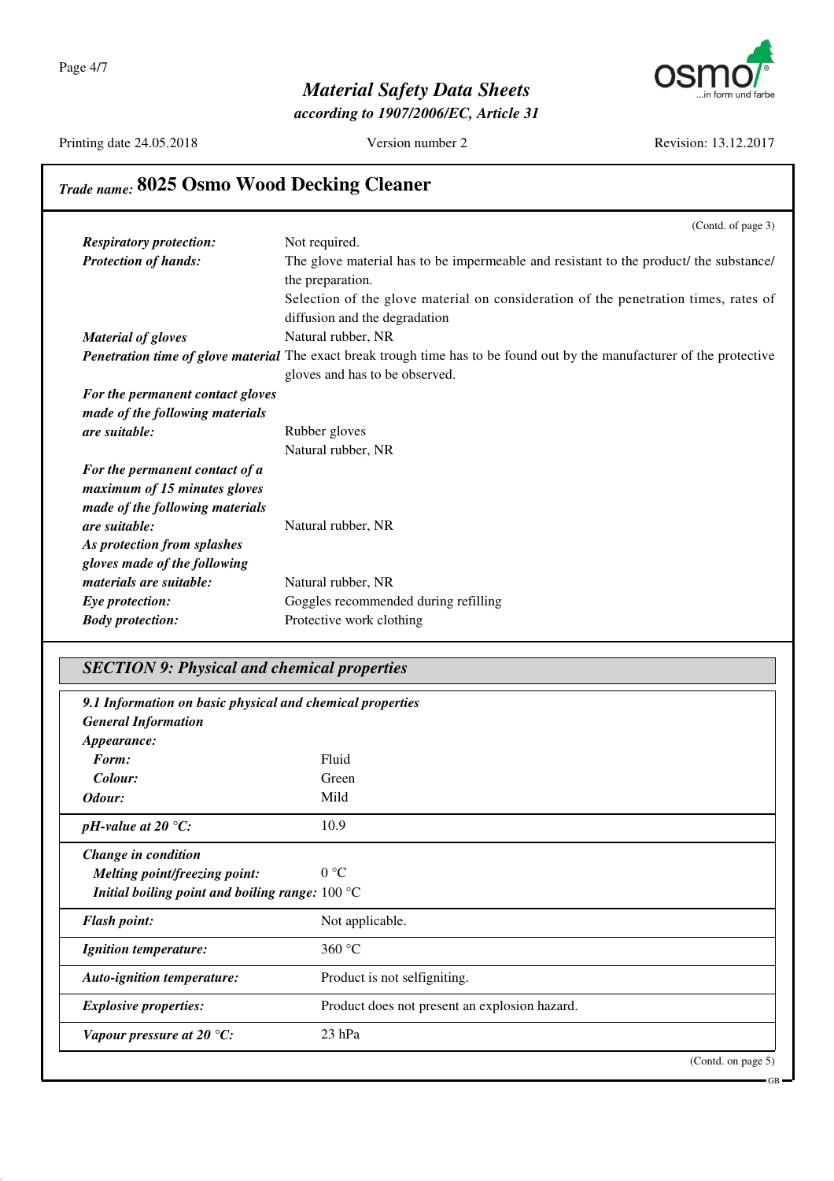## Trade name: 8025 Osmo Wood Decking Cleaner

(Contd. of page 3)

***Respiratory protection:*** Not required.

***Protection of hands:*** The glove material has to be impermeable and resistant to the product/ the substance/ the preparation.
Selection of the glove material on consideration of the penetration times, rates of diffusion and the degradation

***Material of gloves*** Natural rubber, NR

***Penetration time of glove material*** The exact break trough time has to be found out by the manufacturer of the protective gloves and has to be observed.

***For the permanent contact gloves made of the following materials are suitable:***
Rubber gloves
Natural rubber, NR

***For the permanent contact of a maximum of 15 minutes gloves made of the following materials are suitable:*** Natural rubber, NR

***As protection from splashes gloves made of the following materials are suitable:*** Natural rubber, NR

***Eye protection:*** Goggles recommended during refilling

***Body protection:*** Protective work clothing

## SECTION 9: Physical and chemical properties

***9.1 Information on basic physical and chemical properties***

***General Information***

***Appearance:***

| | |
|---|---|
| ***Form:*** | Fluid |
| ***Colour:*** | Green |
| ***Odour:*** | Mild |
| ***pH-value at 20 °C:*** | 10.9 |
| ***Change in condition*** | |
| ***Melting point/freezing point:*** | 0 °C |
| ***Initial boiling point and boiling range:*** | 100 °C |
| ***Flash point:*** | Not applicable. |
| ***Ignition temperature:*** | 360 °C |
| ***Auto-ignition temperature:*** | Product is not selfigniting. |
| ***Explosive properties:*** | Product does not present an explosion hazard. |
| ***Vapour pressure at 20 °C:*** | 23 hPa |

(Contd. on page 5)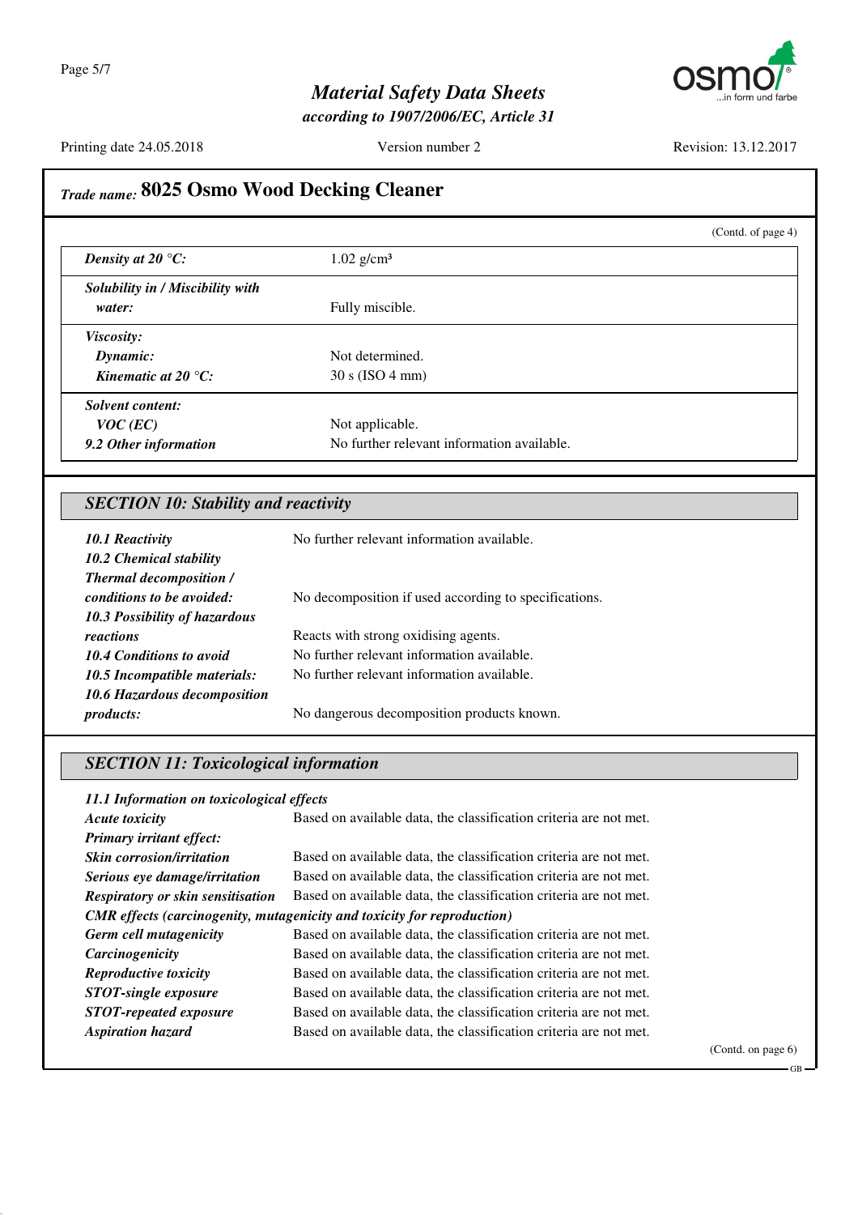## Trade name: 8025 Osmo Wood Decking Cleaner

(Contd. of page 4)

| | |
|---|---|
| ***Density at 20 °C:*** | 1.02 g/cm³ |
| ***Solubility in / Miscibility with water:*** | Fully miscible. |
| ***Viscosity:*** | |
| ***Dynamic:*** | Not determined. |
| ***Kinematic at 20 °C:*** | 30 s (ISO 4 mm) |
| ***Solvent content:*** | |
| ***VOC (EC)*** | Not applicable. |
| ***9.2 Other information*** | No further relevant information available. |

### SECTION 10: Stability and reactivity

| | |
|---|---|
| ***10.1 Reactivity*** | No further relevant information available. |
| ***10.2 Chemical stability*** | |
| ***Thermal decomposition / conditions to be avoided:*** | No decomposition if used according to specifications. |
| ***10.3 Possibility of hazardous reactions*** | Reacts with strong oxidising agents. |
| ***10.4 Conditions to avoid*** | No further relevant information available. |
| ***10.5 Incompatible materials:*** | No further relevant information available. |
| ***10.6 Hazardous decomposition products:*** | No dangerous decomposition products known. |

### SECTION 11: Toxicological information

***11.1 Information on toxicological effects***

| | |
|---|---|
| ***Acute toxicity*** | Based on available data, the classification criteria are not met. |
| ***Primary irritant effect:*** | |
| ***Skin corrosion/irritation*** | Based on available data, the classification criteria are not met. |
| ***Serious eye damage/irritation*** | Based on available data, the classification criteria are not met. |
| ***Respiratory or skin sensitisation*** | Based on available data, the classification criteria are not met. |

***CMR effects (carcinogenity, mutagenicity and toxicity for reproduction)***

| | |
|---|---|
| ***Germ cell mutagenicity*** | Based on available data, the classification criteria are not met. |
| ***Carcinogenicity*** | Based on available data, the classification criteria are not met. |
| ***Reproductive toxicity*** | Based on available data, the classification criteria are not met. |
| ***STOT-single exposure*** | Based on available data, the classification criteria are not met. |
| ***STOT-repeated exposure*** | Based on available data, the classification criteria are not met. |
| ***Aspiration hazard*** | Based on available data, the classification criteria are not met. |

(Contd. on page 6)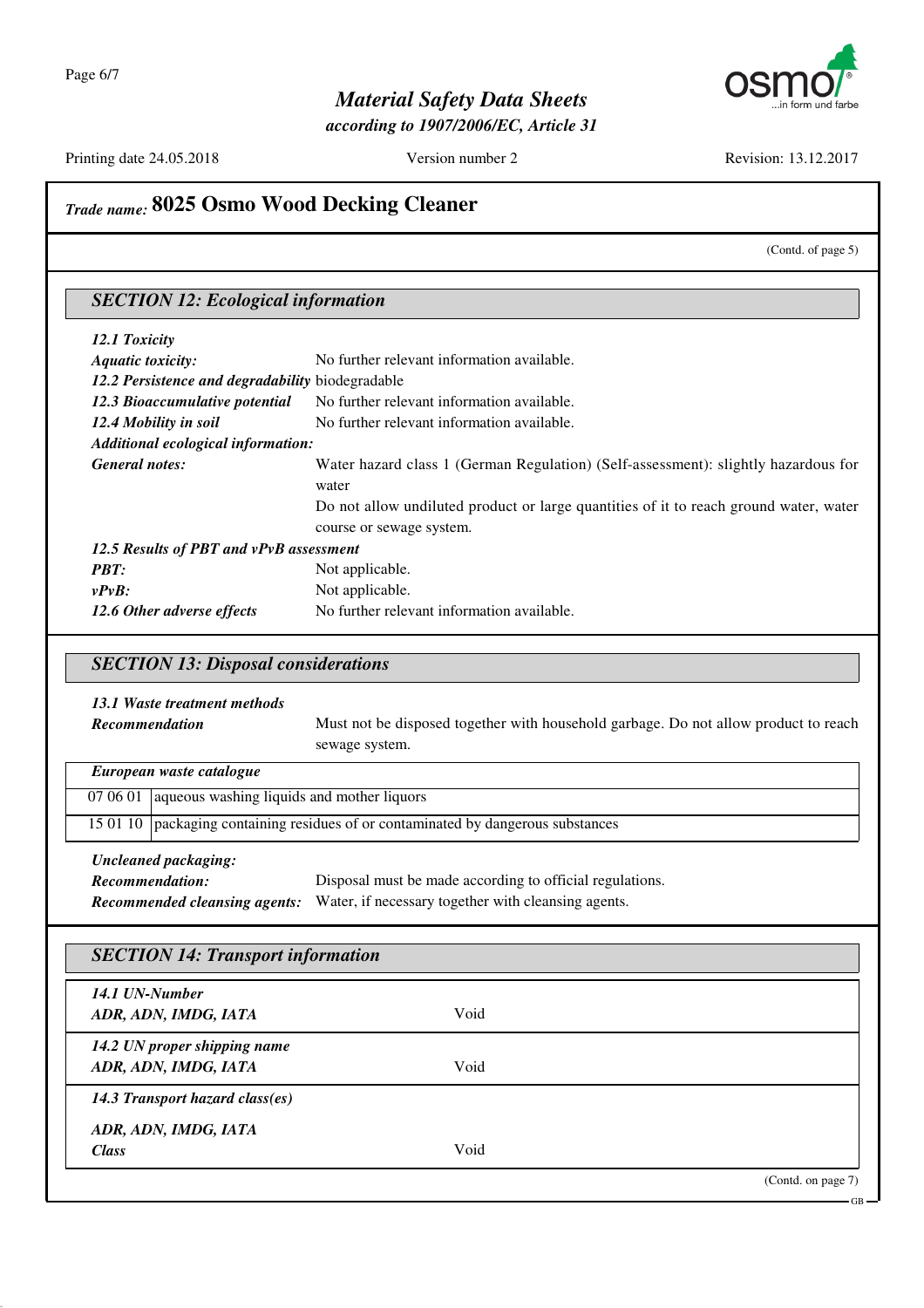## *Trade name:* 8025 Osmo Wood Decking Cleaner

(Contd. of page 5)

### *SECTION 12: Ecological information*

***12.1 Toxicity***

***Aquatic toxicity:*** No further relevant information available.

***12.2 Persistence and degradability*** biodegradable

***12.3 Bioaccumulative potential*** No further relevant information available.

***12.4 Mobility in soil*** No further relevant information available.

***Additional ecological information:***

***General notes:*** Water hazard class 1 (German Regulation) (Self-assessment): slightly hazardous for water

Do not allow undiluted product or large quantities of it to reach ground water, water course or sewage system.

***12.5 Results of PBT and vPvB assessment***

***PBT:*** Not applicable.

***vPvB:*** Not applicable.

***12.6 Other adverse effects*** No further relevant information available.

### *SECTION 13: Disposal considerations*

***13.1 Waste treatment methods***

***Recommendation*** Must not be disposed together with household garbage. Do not allow product to reach sewage system.

| *European waste catalogue* | |
|---|---|
| 07 06 01 | aqueous washing liquids and mother liquors |
| 15 01 10 | packaging containing residues of or contaminated by dangerous substances |

***Uncleaned packaging:***

***Recommendation:*** Disposal must be made according to official regulations.

***Recommended cleansing agents:*** Water, if necessary together with cleansing agents.

### *SECTION 14: Transport information*

| | |
|---|---|
| ***14.1 UN-Number*** <br> ***ADR, ADN, IMDG, IATA*** | Void |
| ***14.2 UN proper shipping name*** <br> ***ADR, ADN, IMDG, IATA*** | Void |
| ***14.3 Transport hazard class(es)*** <br> ***ADR, ADN, IMDG, IATA*** <br> ***Class*** | Void |

(Contd. on page 7)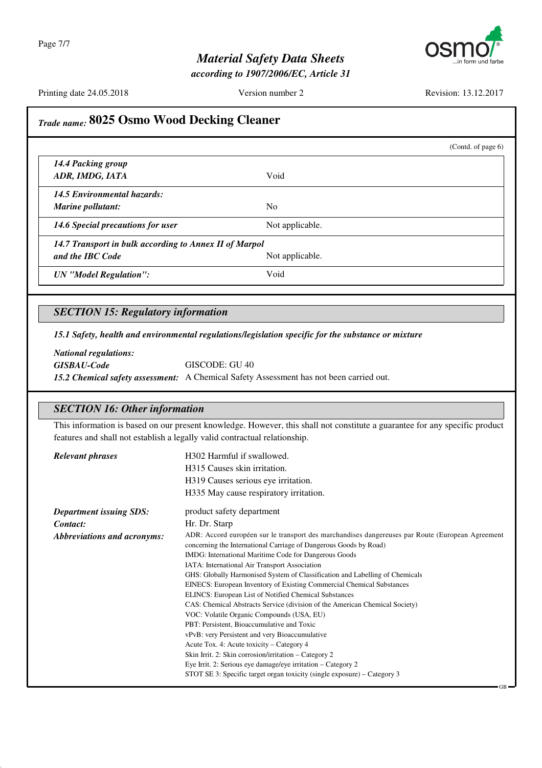**Trade name: 8025 Osmo Wood Decking Cleaner**

(Contd. of page 6)

| | |
|---|---|
| ***14.4 Packing group*** ***ADR, IMDG, IATA*** | Void |
| ***14.5 Environmental hazards:*** ***Marine pollutant:*** | No |
| ***14.6 Special precautions for user*** | Not applicable. |
| ***14.7 Transport in bulk according to Annex II of Marpol and the IBC Code*** | Not applicable. |
| ***UN "Model Regulation":*** | Void |

## SECTION 15: Regulatory information

***15.1 Safety, health and environmental regulations/legislation specific for the substance or mixture***

***National regulations:***

***GISBAU-Code*** GISCODE: GU 40

***15.2 Chemical safety assessment:*** A Chemical Safety Assessment has not been carried out.

## SECTION 16: Other information

This information is based on our present knowledge. However, this shall not constitute a guarantee for any specific product features and shall not establish a legally valid contractual relationship.

***Relevant phrases***

H302 Harmful if swallowed.
H315 Causes skin irritation.
H319 Causes serious eye irritation.
H335 May cause respiratory irritation.

***Department issuing SDS:*** product safety department

***Contact:*** Hr. Dr. Starp

***Abbreviations and acronyms:***

ADR: Accord européen sur le transport des marchandises dangereuses par Route (European Agreement concerning the International Carriage of Dangerous Goods by Road)
IMDG: International Maritime Code for Dangerous Goods
IATA: International Air Transport Association
GHS: Globally Harmonised System of Classification and Labelling of Chemicals
EINECS: European Inventory of Existing Commercial Chemical Substances
ELINCS: European List of Notified Chemical Substances
CAS: Chemical Abstracts Service (division of the American Chemical Society)
VOC: Volatile Organic Compounds (USA, EU)
PBT: Persistent, Bioaccumulative and Toxic
vPvB: very Persistent and very Bioaccumulative
Acute Tox. 4: Acute toxicity – Category 4
Skin Irrit. 2: Skin corrosion/irritation – Category 2
Eye Irrit. 2: Serious eye damage/eye irritation – Category 2
STOT SE 3: Specific target organ toxicity (single exposure) – Category 3